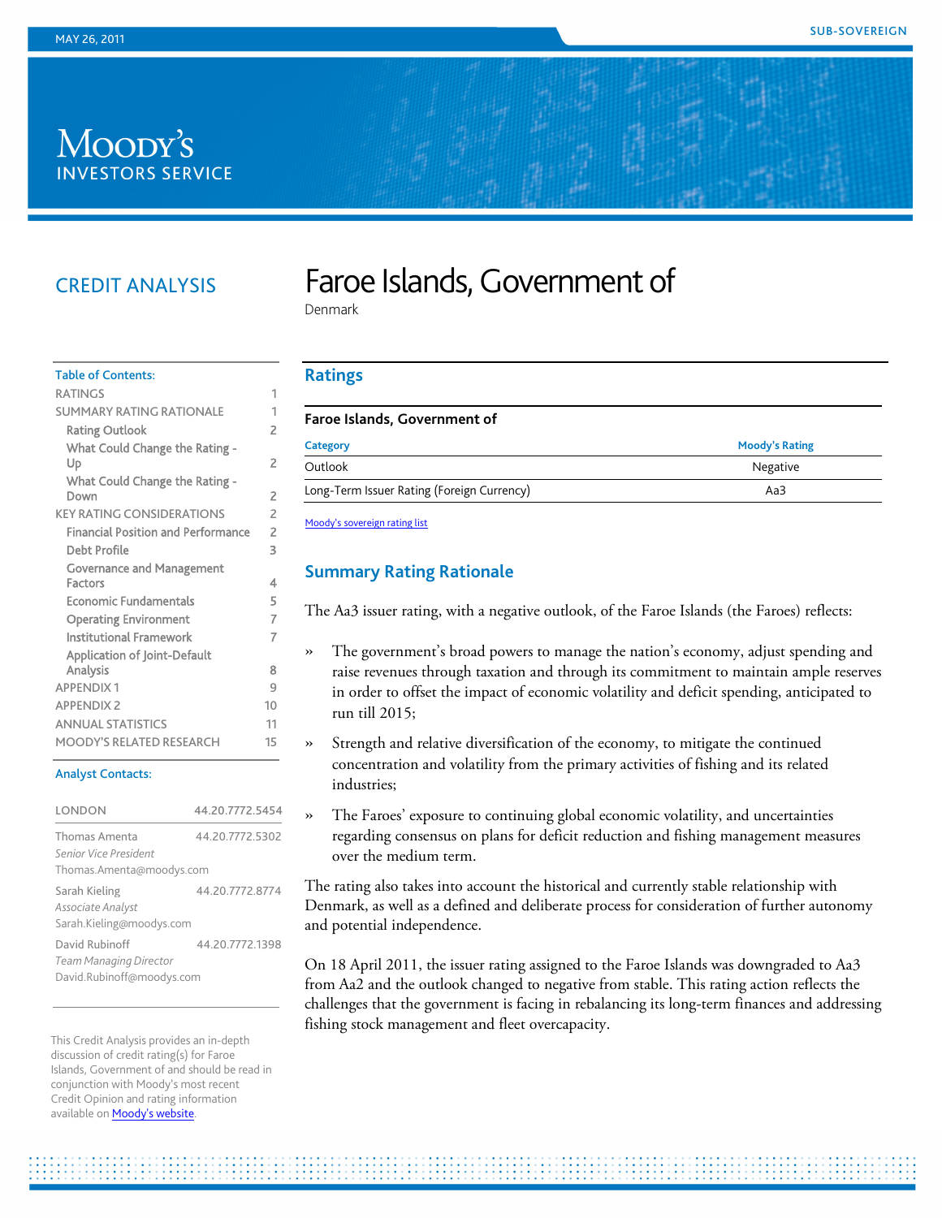MAY 26, 2011

SUB-SOVEREIGN

CREDIT ANALYSIS

# Faroe Islands, Government of

Denmark

**Table of Contents:**

| | |
|---|---|
| RATINGS | 1 |
| SUMMARY RATING RATIONALE | 1 |
| Rating Outlook | 2 |
| What Could Change the Rating - Up | 2 |
| What Could Change the Rating - Down | 2 |
| KEY RATING CONSIDERATIONS | 2 |
| Financial Position and Performance | 2 |
| Debt Profile | 3 |
| Governance and Management Factors | 4 |
| Economic Fundamentals | 5 |
| Operating Environment | 7 |
| Institutional Framework | 7 |
| Application of Joint-Default Analysis | 8 |
| APPENDIX 1 | 9 |
| APPENDIX 2 | 10 |
| ANNUAL STATISTICS | 11 |
| MOODY'S RELATED RESEARCH | 15 |

**Analyst Contacts:**

| | |
|---|---|
| LONDON | 44.20.7772.5454 |
| Thomas Amenta<br>*Senior Vice President*<br>Thomas.Amenta@moodys.com | 44.20.7772.5302 |
| Sarah Kieling<br>*Associate Analyst*<br>Sarah.Kieling@moodys.com | 44.20.7772.8774 |
| David Rubinoff<br>*Team Managing Director*<br>David.Rubinoff@moodys.com | 44.20.7772.1398 |

This Credit Analysis provides an in-depth discussion of credit rating(s) for Faroe Islands, Government of and should be read in conjunction with Moody's most recent Credit Opinion and rating information available on Moody's website.

## Ratings

**Faroe Islands, Government of**

| Category | Moody's Rating |
|---|---|
| Outlook | Negative |
| Long-Term Issuer Rating (Foreign Currency) | Aa3 |

Moody's sovereign rating list

## Summary Rating Rationale

The Aa3 issuer rating, with a negative outlook, of the Faroe Islands (the Faroes) reflects:

- » The government's broad powers to manage the nation's economy, adjust spending and raise revenues through taxation and through its commitment to maintain ample reserves in order to offset the impact of economic volatility and deficit spending, anticipated to run till 2015;
- » Strength and relative diversification of the economy, to mitigate the continued concentration and volatility from the primary activities of fishing and its related industries;
- » The Faroes' exposure to continuing global economic volatility, and uncertainties regarding consensus on plans for deficit reduction and fishing management measures over the medium term.

The rating also takes into account the historical and currently stable relationship with Denmark, as well as a defined and deliberate process for consideration of further autonomy and potential independence.

On 18 April 2011, the issuer rating assigned to the Faroe Islands was downgraded to Aa3 from Aa2 and the outlook changed to negative from stable. This rating action reflects the challenges that the government is facing in rebalancing its long-term finances and addressing fishing stock management and fleet overcapacity.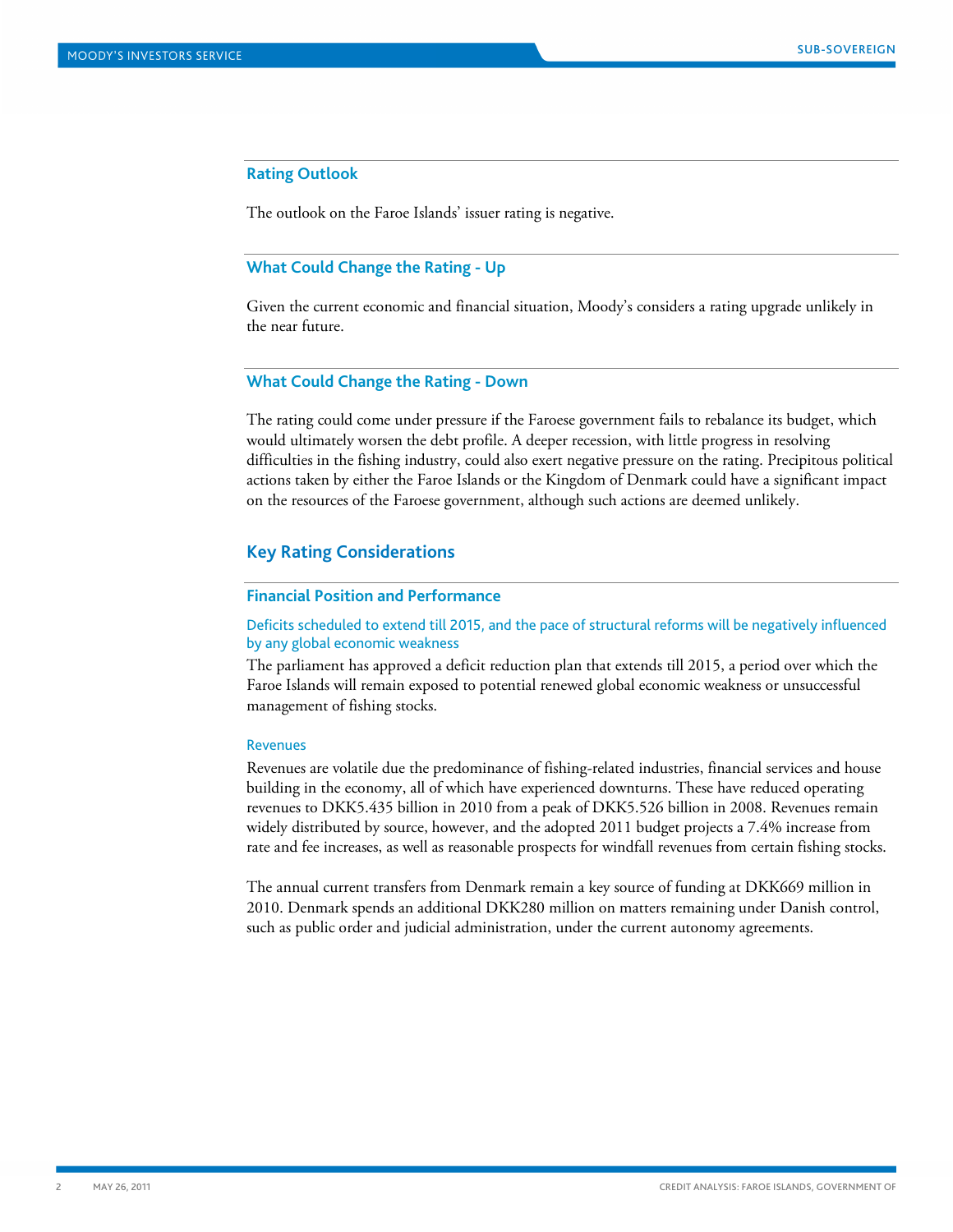## Rating Outlook

The outlook on the Faroe Islands' issuer rating is negative.

## What Could Change the Rating - Up

Given the current economic and financial situation, Moody's considers a rating upgrade unlikely in the near future.

## What Could Change the Rating - Down

The rating could come under pressure if the Faroese government fails to rebalance its budget, which would ultimately worsen the debt profile. A deeper recession, with little progress in resolving difficulties in the fishing industry, could also exert negative pressure on the rating. Precipitous political actions taken by either the Faroe Islands or the Kingdom of Denmark could have a significant impact on the resources of the Faroese government, although such actions are deemed unlikely.

# Key Rating Considerations

## Financial Position and Performance

### Deficits scheduled to extend till 2015, and the pace of structural reforms will be negatively influenced by any global economic weakness

The parliament has approved a deficit reduction plan that extends till 2015, a period over which the Faroe Islands will remain exposed to potential renewed global economic weakness or unsuccessful management of fishing stocks.

#### Revenues

Revenues are volatile due the predominance of fishing-related industries, financial services and house building in the economy, all of which have experienced downturns. These have reduced operating revenues to DKK5.435 billion in 2010 from a peak of DKK5.526 billion in 2008. Revenues remain widely distributed by source, however, and the adopted 2011 budget projects a 7.4% increase from rate and fee increases, as well as reasonable prospects for windfall revenues from certain fishing stocks.

The annual current transfers from Denmark remain a key source of funding at DKK669 million in 2010. Denmark spends an additional DKK280 million on matters remaining under Danish control, such as public order and judicial administration, under the current autonomy agreements.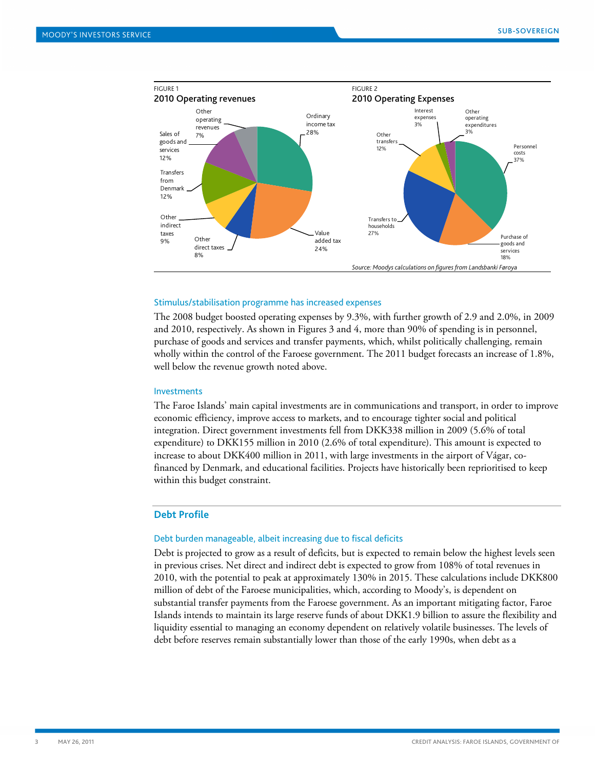FIGURE 1

**2010 Operating revenues**

Ordinary income tax 28%

Value added tax 24%

Other direct taxes 8%

Other indirect taxes 9%

Transfers from Denmark 12%

Sales of goods and services 12%

Other operating revenues 7%

FIGURE 2

**2010 Operating Expenses**

Personnel costs 37%

Purchase of goods and services 18%

Transfers to households 27%

Other transfers 12%

Interest expenses 3%

Other operating expenditures 3%

*Source: Moodys calculations on figures from Landsbanki Føroya*

### Stimulus/stabilisation programme has increased expenses

The 2008 budget boosted operating expenses by 9.3%, with further growth of 2.9 and 2.0%, in 2009 and 2010, respectively. As shown in Figures 3 and 4, more than 90% of spending is in personnel, purchase of goods and services and transfer payments, which, whilst politically challenging, remain wholly within the control of the Faroese government. The 2011 budget forecasts an increase of 1.8%, well below the revenue growth noted above.

### Investments

The Faroe Islands' main capital investments are in communications and transport, in order to improve economic efficiency, improve access to markets, and to encourage tighter social and political integration. Direct government investments fell from DKK338 million in 2009 (5.6% of total expenditure) to DKK155 million in 2010 (2.6% of total expenditure). This amount is expected to increase to about DKK400 million in 2011, with large investments in the airport of Vágar, co-financed by Denmark, and educational facilities. Projects have historically been reprioritised to keep within this budget constraint.

## Debt Profile

### Debt burden manageable, albeit increasing due to fiscal deficits

Debt is projected to grow as a result of deficits, but is expected to remain below the highest levels seen in previous crises. Net direct and indirect debt is expected to grow from 108% of total revenues in 2010, with the potential to peak at approximately 130% in 2015. These calculations include DKK800 million of debt of the Faroese municipalities, which, according to Moody's, is dependent on substantial transfer payments from the Faroese government. As an important mitigating factor, Faroe Islands intends to maintain its large reserve funds of about DKK1.9 billion to assure the flexibility and liquidity essential to managing an economy dependent on relatively volatile businesses. The levels of debt before reserves remain substantially lower than those of the early 1990s, when debt as a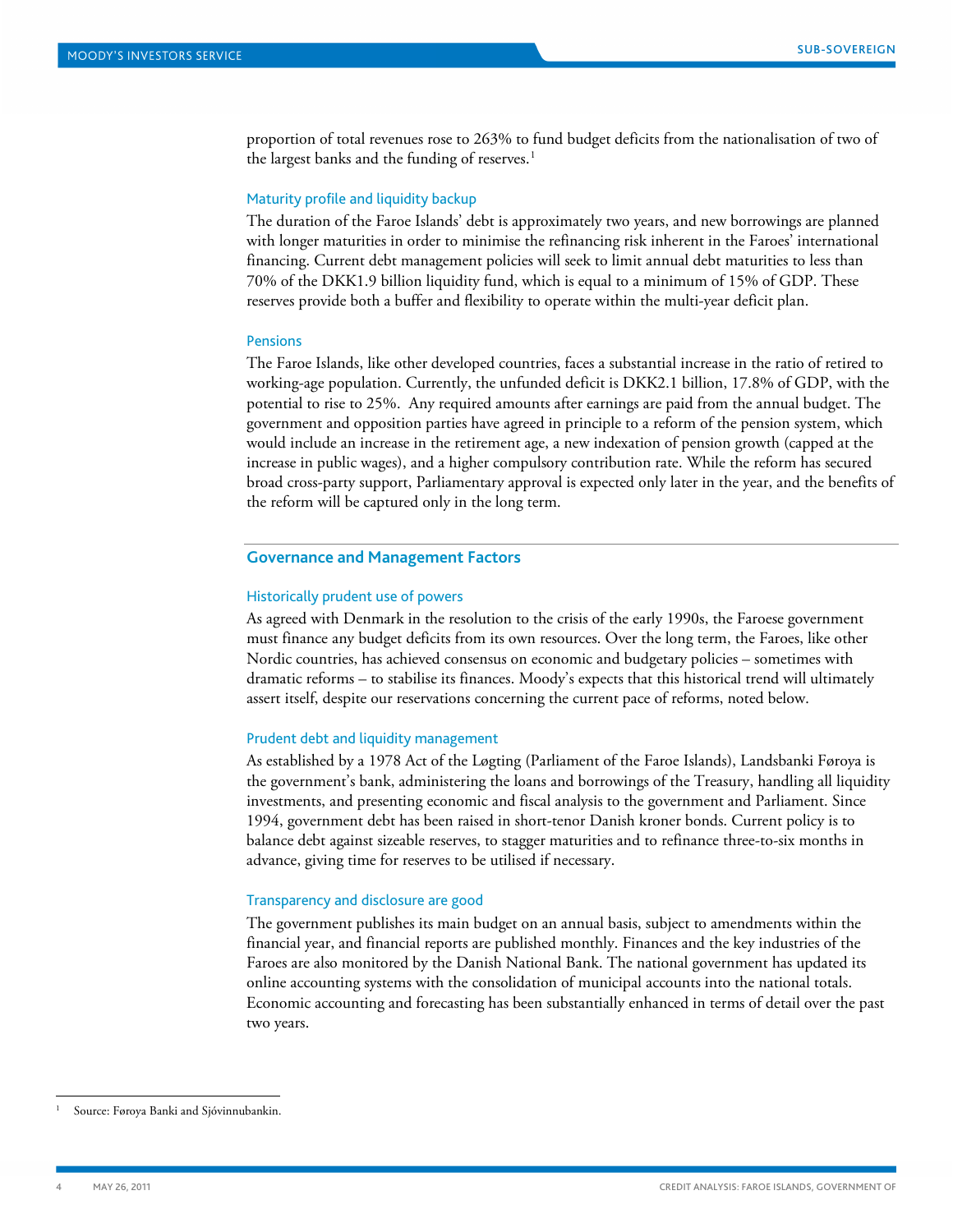proportion of total revenues rose to 263% to fund budget deficits from the nationalisation of two of the largest banks and the funding of reserves.[1]

### Maturity profile and liquidity backup

The duration of the Faroe Islands' debt is approximately two years, and new borrowings are planned with longer maturities in order to minimise the refinancing risk inherent in the Faroes' international financing. Current debt management policies will seek to limit annual debt maturities to less than 70% of the DKK1.9 billion liquidity fund, which is equal to a minimum of 15% of GDP. These reserves provide both a buffer and flexibility to operate within the multi-year deficit plan.

### Pensions

The Faroe Islands, like other developed countries, faces a substantial increase in the ratio of retired to working-age population. Currently, the unfunded deficit is DKK2.1 billion, 17.8% of GDP, with the potential to rise to 25%. Any required amounts after earnings are paid from the annual budget. The government and opposition parties have agreed in principle to a reform of the pension system, which would include an increase in the retirement age, a new indexation of pension growth (capped at the increase in public wages), and a higher compulsory contribution rate. While the reform has secured broad cross-party support, Parliamentary approval is expected only later in the year, and the benefits of the reform will be captured only in the long term.

## Governance and Management Factors

### Historically prudent use of powers

As agreed with Denmark in the resolution to the crisis of the early 1990s, the Faroese government must finance any budget deficits from its own resources. Over the long term, the Faroes, like other Nordic countries, has achieved consensus on economic and budgetary policies – sometimes with dramatic reforms – to stabilise its finances. Moody's expects that this historical trend will ultimately assert itself, despite our reservations concerning the current pace of reforms, noted below.

### Prudent debt and liquidity management

As established by a 1978 Act of the Løgting (Parliament of the Faroe Islands), Landsbanki Føroya is the government's bank, administering the loans and borrowings of the Treasury, handling all liquidity investments, and presenting economic and fiscal analysis to the government and Parliament. Since 1994, government debt has been raised in short-tenor Danish kroner bonds. Current policy is to balance debt against sizeable reserves, to stagger maturities and to refinance three-to-six months in advance, giving time for reserves to be utilised if necessary.

### Transparency and disclosure are good

The government publishes its main budget on an annual basis, subject to amendments within the financial year, and financial reports are published monthly. Finances and the key industries of the Faroes are also monitored by the Danish National Bank. The national government has updated its online accounting systems with the consolidation of municipal accounts into the national totals. Economic accounting and forecasting has been substantially enhanced in terms of detail over the past two years.

---

[1] Source: Føroya Banki and Sjóvinnubankin.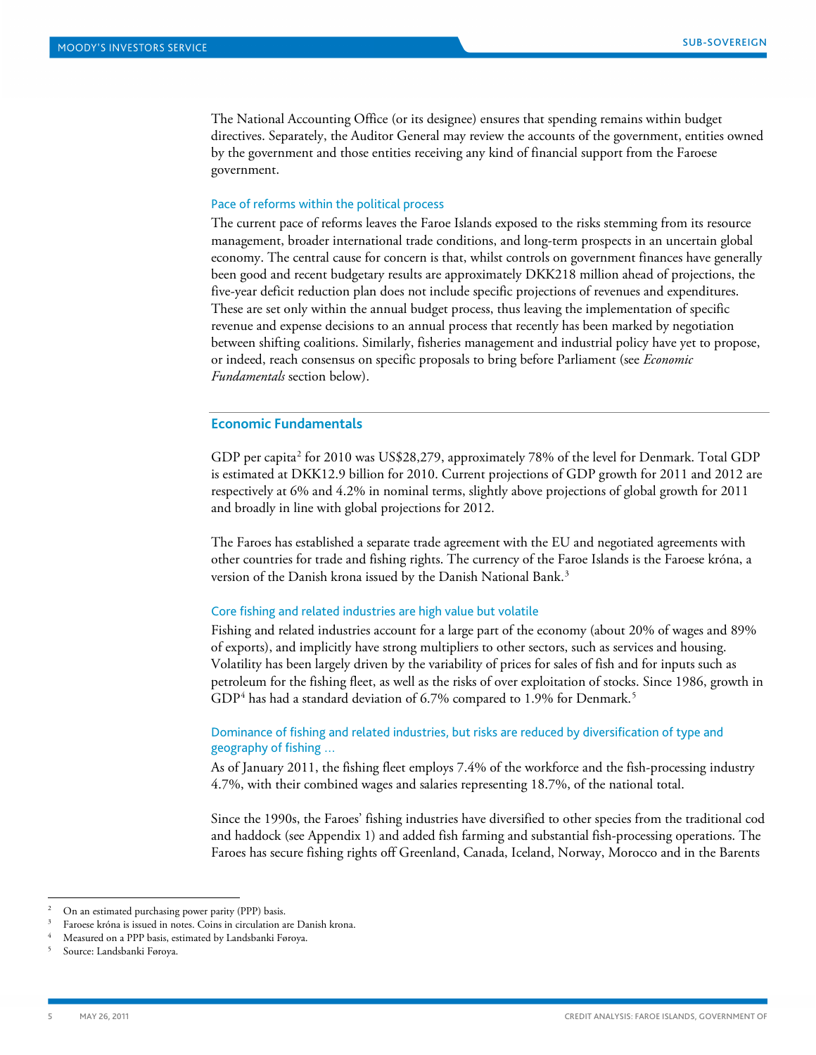The National Accounting Office (or its designee) ensures that spending remains within budget directives. Separately, the Auditor General may review the accounts of the government, entities owned by the government and those entities receiving any kind of financial support from the Faroese government.

### Pace of reforms within the political process

The current pace of reforms leaves the Faroe Islands exposed to the risks stemming from its resource management, broader international trade conditions, and long-term prospects in an uncertain global economy. The central cause for concern is that, whilst controls on government finances have generally been good and recent budgetary results are approximately DKK218 million ahead of projections, the five-year deficit reduction plan does not include specific projections of revenues and expenditures. These are set only within the annual budget process, thus leaving the implementation of specific revenue and expense decisions to an annual process that recently has been marked by negotiation between shifting coalitions. Similarly, fisheries management and industrial policy have yet to propose, or indeed, reach consensus on specific proposals to bring before Parliament (see *Economic Fundamentals* section below).

## Economic Fundamentals

GDP per capita[2] for 2010 was US$28,279, approximately 78% of the level for Denmark. Total GDP is estimated at DKK12.9 billion for 2010. Current projections of GDP growth for 2011 and 2012 are respectively at 6% and 4.2% in nominal terms, slightly above projections of global growth for 2011 and broadly in line with global projections for 2012.

The Faroes has established a separate trade agreement with the EU and negotiated agreements with other countries for trade and fishing rights. The currency of the Faroe Islands is the Faroese króna, a version of the Danish krona issued by the Danish National Bank.[3]

### Core fishing and related industries are high value but volatile

Fishing and related industries account for a large part of the economy (about 20% of wages and 89% of exports), and implicitly have strong multipliers to other sectors, such as services and housing. Volatility has been largely driven by the variability of prices for sales of fish and for inputs such as petroleum for the fishing fleet, as well as the risks of over exploitation of stocks. Since 1986, growth in GDP[4] has had a standard deviation of 6.7% compared to 1.9% for Denmark.[5]

### Dominance of fishing and related industries, but risks are reduced by diversification of type and geography of fishing …

As of January 2011, the fishing fleet employs 7.4% of the workforce and the fish-processing industry 4.7%, with their combined wages and salaries representing 18.7%, of the national total.

Since the 1990s, the Faroes' fishing industries have diversified to other species from the traditional cod and haddock (see Appendix 1) and added fish farming and substantial fish-processing operations. The Faroes has secure fishing rights off Greenland, Canada, Iceland, Norway, Morocco and in the Barents

---

[2] On an estimated purchasing power parity (PPP) basis.

[3] Faroese króna is issued in notes. Coins in circulation are Danish krona.

[4] Measured on a PPP basis, estimated by Landsbanki Føroya.

[5] Source: Landsbanki Føroya.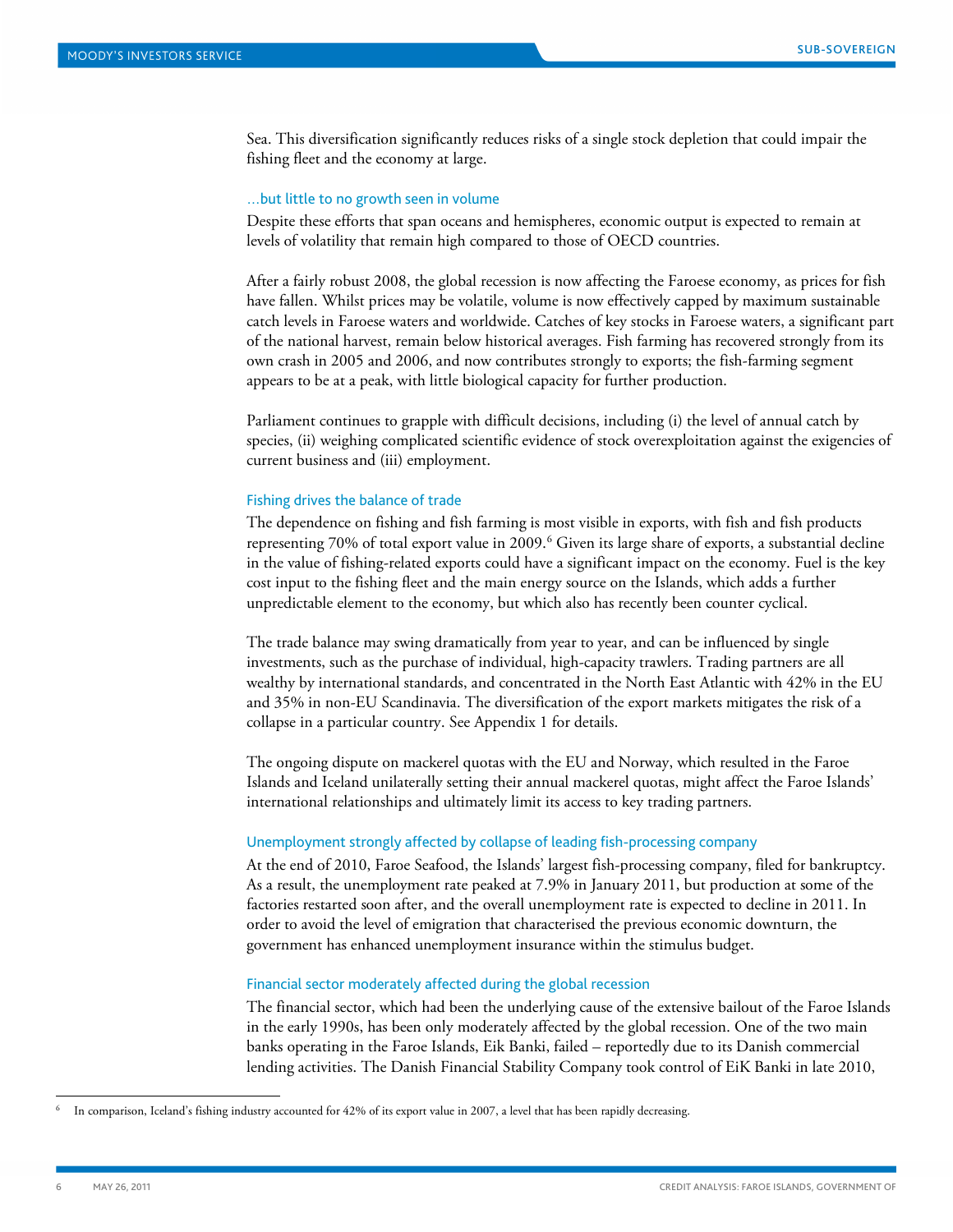Sea. This diversification significantly reduces risks of a single stock depletion that could impair the fishing fleet and the economy at large.

### …but little to no growth seen in volume

Despite these efforts that span oceans and hemispheres, economic output is expected to remain at levels of volatility that remain high compared to those of OECD countries.

After a fairly robust 2008, the global recession is now affecting the Faroese economy, as prices for fish have fallen. Whilst prices may be volatile, volume is now effectively capped by maximum sustainable catch levels in Faroese waters and worldwide. Catches of key stocks in Faroese waters, a significant part of the national harvest, remain below historical averages. Fish farming has recovered strongly from its own crash in 2005 and 2006, and now contributes strongly to exports; the fish-farming segment appears to be at a peak, with little biological capacity for further production.

Parliament continues to grapple with difficult decisions, including (i) the level of annual catch by species, (ii) weighing complicated scientific evidence of stock overexploitation against the exigencies of current business and (iii) employment.

### Fishing drives the balance of trade

The dependence on fishing and fish farming is most visible in exports, with fish and fish products representing 70% of total export value in 2009.[6] Given its large share of exports, a substantial decline in the value of fishing-related exports could have a significant impact on the economy. Fuel is the key cost input to the fishing fleet and the main energy source on the Islands, which adds a further unpredictable element to the economy, but which also has recently been counter cyclical.

The trade balance may swing dramatically from year to year, and can be influenced by single investments, such as the purchase of individual, high-capacity trawlers. Trading partners are all wealthy by international standards, and concentrated in the North East Atlantic with 42% in the EU and 35% in non-EU Scandinavia. The diversification of the export markets mitigates the risk of a collapse in a particular country. See Appendix 1 for details.

The ongoing dispute on mackerel quotas with the EU and Norway, which resulted in the Faroe Islands and Iceland unilaterally setting their annual mackerel quotas, might affect the Faroe Islands' international relationships and ultimately limit its access to key trading partners.

### Unemployment strongly affected by collapse of leading fish-processing company

At the end of 2010, Faroe Seafood, the Islands' largest fish-processing company, filed for bankruptcy. As a result, the unemployment rate peaked at 7.9% in January 2011, but production at some of the factories restarted soon after, and the overall unemployment rate is expected to decline in 2011. In order to avoid the level of emigration that characterised the previous economic downturn, the government has enhanced unemployment insurance within the stimulus budget.

### Financial sector moderately affected during the global recession

The financial sector, which had been the underlying cause of the extensive bailout of the Faroe Islands in the early 1990s, has been only moderately affected by the global recession. One of the two main banks operating in the Faroe Islands, Eik Banki, failed – reportedly due to its Danish commercial lending activities. The Danish Financial Stability Company took control of EiK Banki in late 2010,

[6] In comparison, Iceland's fishing industry accounted for 42% of its export value in 2007, a level that has been rapidly decreasing.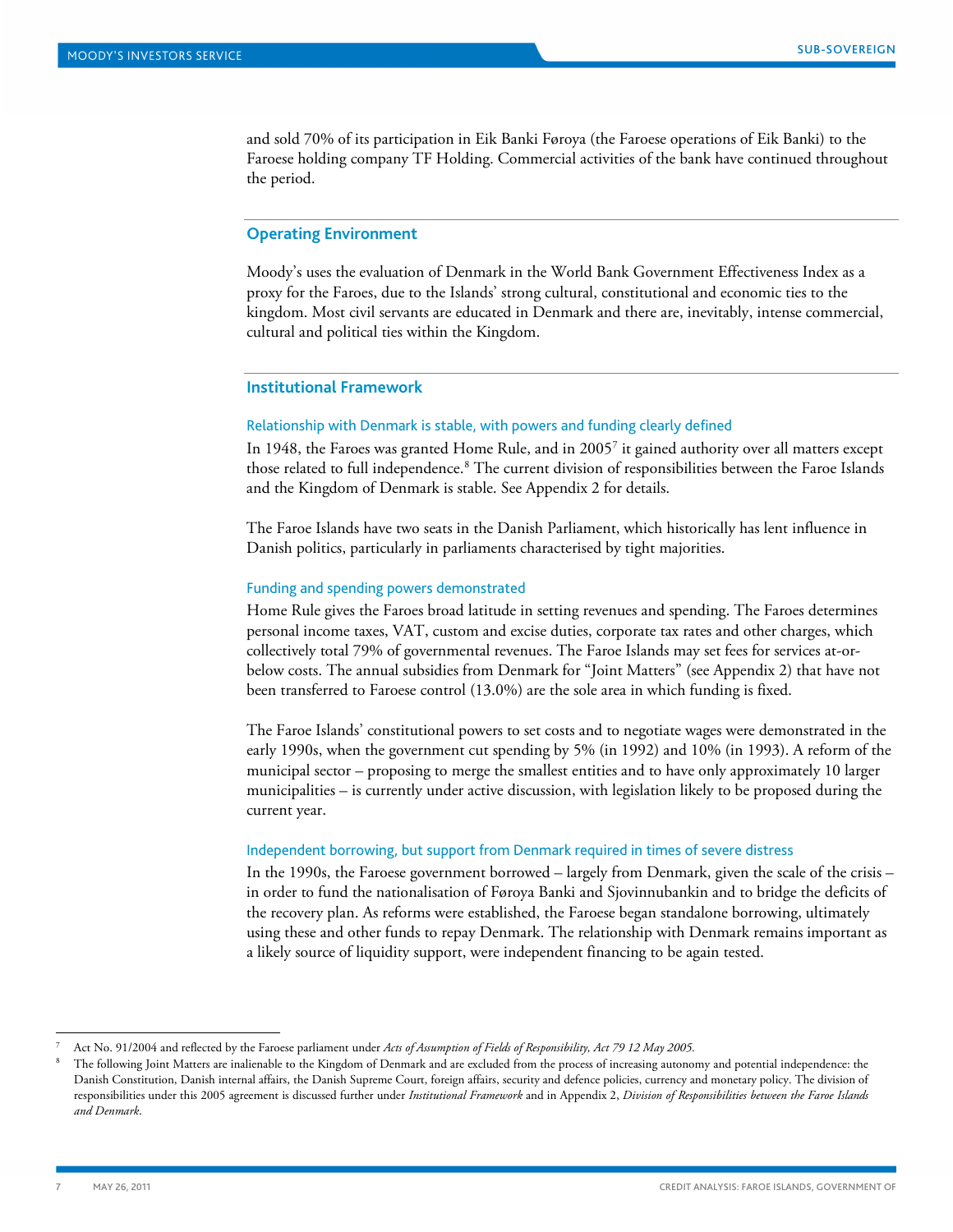and sold 70% of its participation in Eik Banki Føroya (the Faroese operations of Eik Banki) to the Faroese holding company TF Holding. Commercial activities of the bank have continued throughout the period.

## Operating Environment

Moody's uses the evaluation of Denmark in the World Bank Government Effectiveness Index as a proxy for the Faroes, due to the Islands' strong cultural, constitutional and economic ties to the kingdom. Most civil servants are educated in Denmark and there are, inevitably, intense commercial, cultural and political ties within the Kingdom.

## Institutional Framework

### Relationship with Denmark is stable, with powers and funding clearly defined

In 1948, the Faroes was granted Home Rule, and in 2005[7] it gained authority over all matters except those related to full independence.[8] The current division of responsibilities between the Faroe Islands and the Kingdom of Denmark is stable. See Appendix 2 for details.

The Faroe Islands have two seats in the Danish Parliament, which historically has lent influence in Danish politics, particularly in parliaments characterised by tight majorities.

### Funding and spending powers demonstrated

Home Rule gives the Faroes broad latitude in setting revenues and spending. The Faroes determines personal income taxes, VAT, custom and excise duties, corporate tax rates and other charges, which collectively total 79% of governmental revenues. The Faroe Islands may set fees for services at-or-below costs. The annual subsidies from Denmark for "Joint Matters" (see Appendix 2) that have not been transferred to Faroese control (13.0%) are the sole area in which funding is fixed.

The Faroe Islands' constitutional powers to set costs and to negotiate wages were demonstrated in the early 1990s, when the government cut spending by 5% (in 1992) and 10% (in 1993). A reform of the municipal sector – proposing to merge the smallest entities and to have only approximately 10 larger municipalities – is currently under active discussion, with legislation likely to be proposed during the current year.

### Independent borrowing, but support from Denmark required in times of severe distress

In the 1990s, the Faroese government borrowed – largely from Denmark, given the scale of the crisis – in order to fund the nationalisation of Føroya Banki and Sjovinnubankin and to bridge the deficits of the recovery plan. As reforms were established, the Faroese began standalone borrowing, ultimately using these and other funds to repay Denmark. The relationship with Denmark remains important as a likely source of liquidity support, were independent financing to be again tested.

---

[7] Act No. 91/2004 and reflected by the Faroese parliament under *Acts of Assumption of Fields of Responsibility, Act 79 12 May 2005.*

[8] The following Joint Matters are inalienable to the Kingdom of Denmark and are excluded from the process of increasing autonomy and potential independence: the Danish Constitution, Danish internal affairs, the Danish Supreme Court, foreign affairs, security and defence policies, currency and monetary policy. The division of responsibilities under this 2005 agreement is discussed further under *Institutional Framework* and in Appendix 2, *Division of Responsibilities between the Faroe Islands and Denmark*.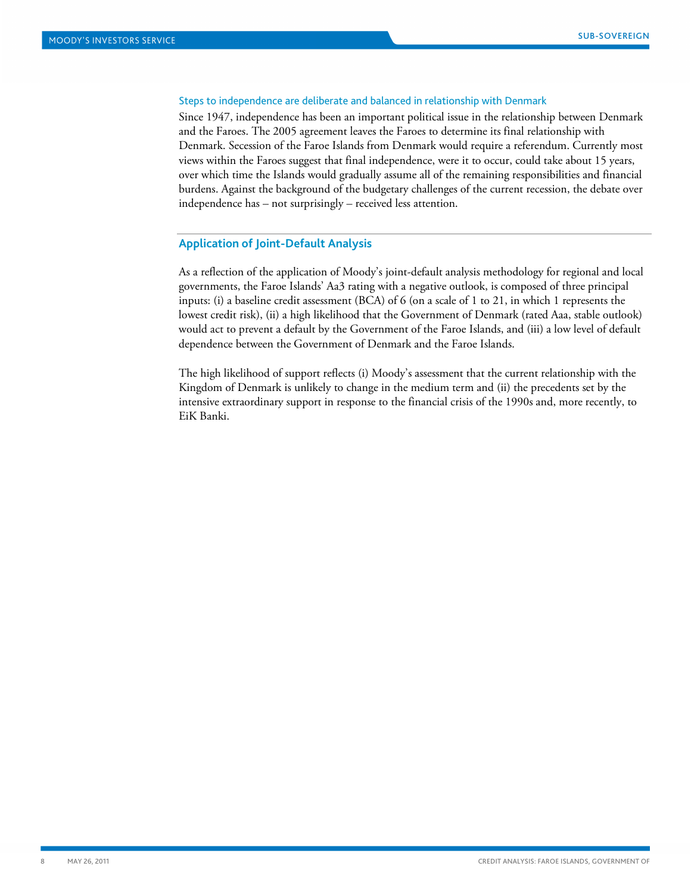### Steps to independence are deliberate and balanced in relationship with Denmark

Since 1947, independence has been an important political issue in the relationship between Denmark and the Faroes. The 2005 agreement leaves the Faroes to determine its final relationship with Denmark. Secession of the Faroe Islands from Denmark would require a referendum. Currently most views within the Faroes suggest that final independence, were it to occur, could take about 15 years, over which time the Islands would gradually assume all of the remaining responsibilities and financial burdens. Against the background of the budgetary challenges of the current recession, the debate over independence has – not surprisingly – received less attention.

## Application of Joint-Default Analysis

As a reflection of the application of Moody's joint-default analysis methodology for regional and local governments, the Faroe Islands' Aa3 rating with a negative outlook, is composed of three principal inputs: (i) a baseline credit assessment (BCA) of 6 (on a scale of 1 to 21, in which 1 represents the lowest credit risk), (ii) a high likelihood that the Government of Denmark (rated Aaa, stable outlook) would act to prevent a default by the Government of the Faroe Islands, and (iii) a low level of default dependence between the Government of Denmark and the Faroe Islands.

The high likelihood of support reflects (i) Moody's assessment that the current relationship with the Kingdom of Denmark is unlikely to change in the medium term and (ii) the precedents set by the intensive extraordinary support in response to the financial crisis of the 1990s and, more recently, to EiK Banki.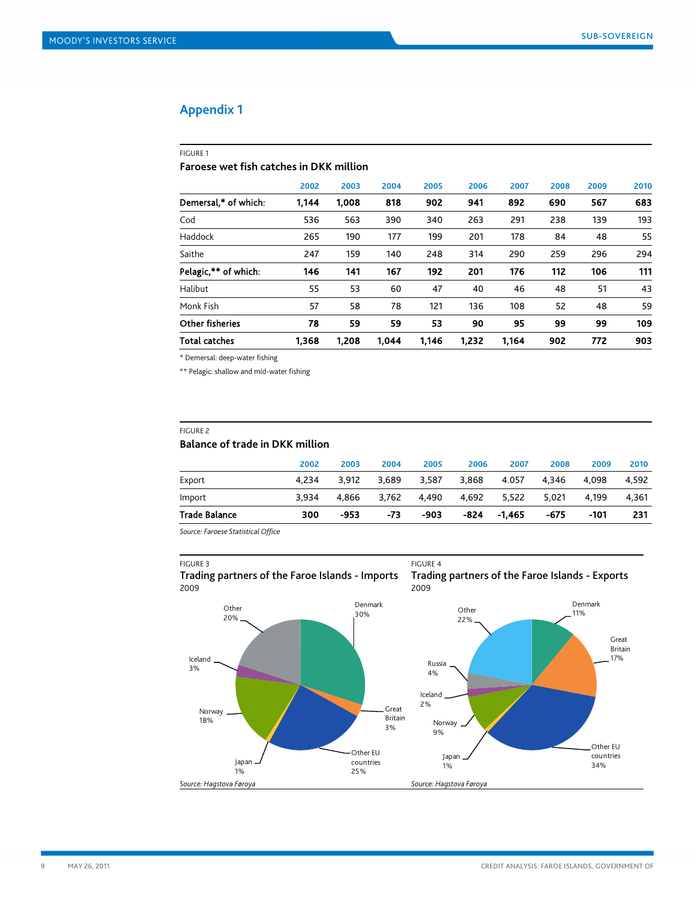## Appendix 1

FIGURE 1

**Faroese wet fish catches in DKK million**

| | 2002 | 2003 | 2004 | 2005 | 2006 | 2007 | 2008 | 2009 | 2010 |
|---|---|---|---|---|---|---|---|---|---|
| **Demersal,* of which:** | **1,144** | **1,008** | **818** | **902** | **941** | **892** | **690** | **567** | **683** |
| Cod | 536 | 563 | 390 | 340 | 263 | 291 | 238 | 139 | 193 |
| Haddock | 265 | 190 | 177 | 199 | 201 | 178 | 84 | 48 | 55 |
| Saithe | 247 | 159 | 140 | 248 | 314 | 290 | 259 | 296 | 294 |
| **Pelagic,** of which:** | **146** | **141** | **167** | **192** | **201** | **176** | **112** | **106** | **111** |
| Halibut | 55 | 53 | 60 | 47 | 40 | 46 | 48 | 51 | 43 |
| Monk Fish | 57 | 58 | 78 | 121 | 136 | 108 | 52 | 48 | 59 |
| **Other fisheries** | **78** | **59** | **59** | **53** | **90** | **95** | **99** | **99** | **109** |
| **Total catches** | **1,368** | **1,208** | **1,044** | **1,146** | **1,232** | **1,164** | **902** | **772** | **903** |

\* Demersal: deep-water fishing

** Pelagic: shallow and mid-water fishing

FIGURE 2

**Balance of trade in DKK million**

| | 2002 | 2003 | 2004 | 2005 | 2006 | 2007 | 2008 | 2009 | 2010 |
|---|---|---|---|---|---|---|---|---|---|
| Export | 4,234 | 3,912 | 3,689 | 3,587 | 3,868 | 4.057 | 4,346 | 4,098 | 4,592 |
| Import | 3,934 | 4,866 | 3,762 | 4,490 | 4,692 | 5,522 | 5,021 | 4,199 | 4,361 |
| **Trade Balance** | **300** | **-953** | **-73** | **-903** | **-824** | **-1,465** | **-675** | **-101** | **231** |

*Source: Faroese Statistical Office*

FIGURE 3

**Trading partners of the Faroe Islands - Imports**

2009

Denmark 30%
Great Britain 3%
Other EU countries 25%
Japan 1%
Norway 18%
Iceland 3%
Other 20%

*Source: Hagstova Føroya*

FIGURE 4

**Trading partners of the Faroe Islands - Exports**

2009

Denmark 11%
Great Britain 17%
Other EU countries 34%
Japan 1%
Norway 9%
Iceland 2%
Russia 4%
Other 22%

*Source: Hagstova Føroya*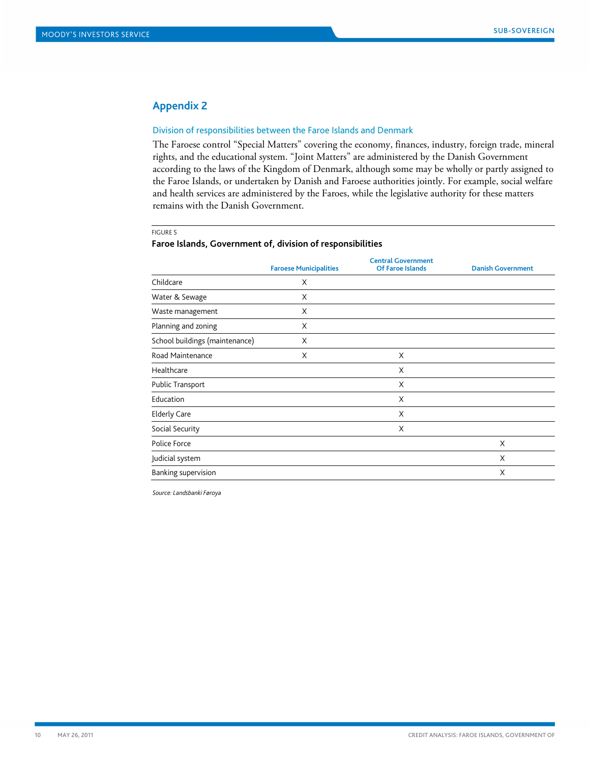## Appendix 2

### Division of responsibilities between the Faroe Islands and Denmark

The Faroese control "Special Matters" covering the economy, finances, industry, foreign trade, mineral rights, and the educational system. "Joint Matters" are administered by the Danish Government according to the laws of the Kingdom of Denmark, although some may be wholly or partly assigned to the Faroe Islands, or undertaken by Danish and Faroese authorities jointly. For example, social welfare and health services are administered by the Faroes, while the legislative authority for these matters remains with the Danish Government.

FIGURE 5

**Faroe Islands, Government of, division of responsibilities**

| | Faroese Municipalities | Central Government Of Faroe Islands | Danish Government |
|---|---|---|---|
| Childcare | X | | |
| Water & Sewage | X | | |
| Waste management | X | | |
| Planning and zoning | X | | |
| School buildings (maintenance) | X | | |
| Road Maintenance | X | X | |
| Healthcare | | X | |
| Public Transport | | X | |
| Education | | X | |
| Elderly Care | | X | |
| Social Security | | X | |
| Police Force | | | X |
| Judicial system | | | X |
| Banking supervision | | | X |

*Source: Landsbanki Føroya*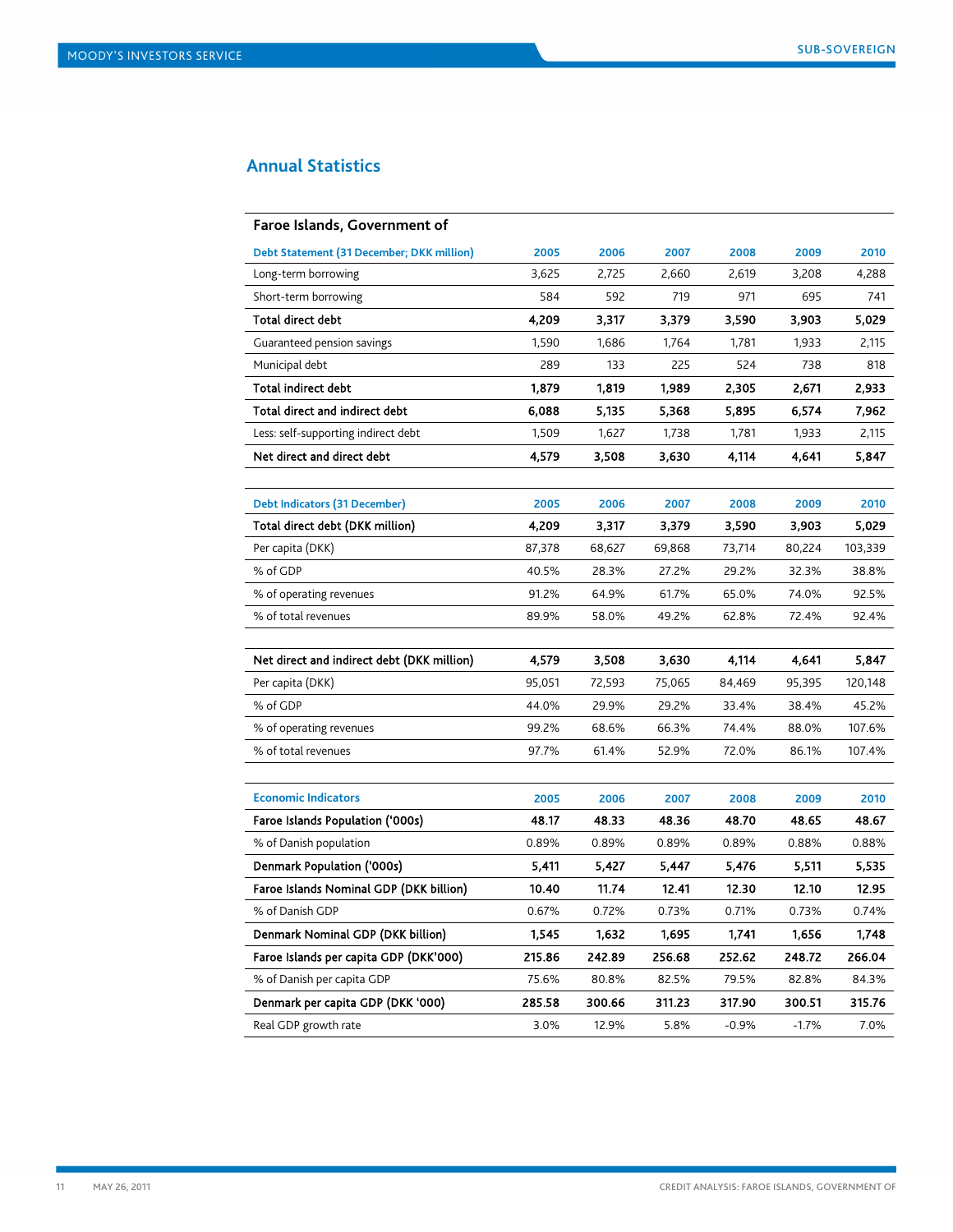## Annual Statistics

### Faroe Islands, Government of

| Debt Statement (31 December; DKK million) | 2005 | 2006 | 2007 | 2008 | 2009 | 2010 |
|---|---|---|---|---|---|---|
| Long-term borrowing | 3,625 | 2,725 | 2,660 | 2,619 | 3,208 | 4,288 |
| Short-term borrowing | 584 | 592 | 719 | 971 | 695 | 741 |
| **Total direct debt** | **4,209** | **3,317** | **3,379** | **3,590** | **3,903** | **5,029** |
| Guaranteed pension savings | 1,590 | 1,686 | 1,764 | 1,781 | 1,933 | 2,115 |
| Municipal debt | 289 | 133 | 225 | 524 | 738 | 818 |
| **Total indirect debt** | **1,879** | **1,819** | **1,989** | **2,305** | **2,671** | **2,933** |
| **Total direct and indirect debt** | **6,088** | **5,135** | **5,368** | **5,895** | **6,574** | **7,962** |
| Less: self-supporting indirect debt | 1,509 | 1,627 | 1,738 | 1,781 | 1,933 | 2,115 |
| **Net direct and direct debt** | **4,579** | **3,508** | **3,630** | **4,114** | **4,641** | **5,847** |

| Debt Indicators (31 December) | 2005 | 2006 | 2007 | 2008 | 2009 | 2010 |
|---|---|---|---|---|---|---|
| **Total direct debt (DKK million)** | **4,209** | **3,317** | **3,379** | **3,590** | **3,903** | **5,029** |
| Per capita (DKK) | 87,378 | 68,627 | 69,868 | 73,714 | 80,224 | 103,339 |
| % of GDP | 40.5% | 28.3% | 27.2% | 29.2% | 32.3% | 38.8% |
| % of operating revenues | 91.2% | 64.9% | 61.7% | 65.0% | 74.0% | 92.5% |
| % of total revenues | 89.9% | 58.0% | 49.2% | 62.8% | 72.4% | 92.4% |
| | | | | | | |
| **Net direct and indirect debt (DKK million)** | **4,579** | **3,508** | **3,630** | **4,114** | **4,641** | **5,847** |
| Per capita (DKK) | 95,051 | 72,593 | 75,065 | 84,469 | 95,395 | 120,148 |
| % of GDP | 44.0% | 29.9% | 29.2% | 33.4% | 38.4% | 45.2% |
| % of operating revenues | 99.2% | 68.6% | 66.3% | 74.4% | 88.0% | 107.6% |
| % of total revenues | 97.7% | 61.4% | 52.9% | 72.0% | 86.1% | 107.4% |

| Economic Indicators | 2005 | 2006 | 2007 | 2008 | 2009 | 2010 |
|---|---|---|---|---|---|---|
| **Faroe Islands Population ('000s)** | **48.17** | **48.33** | **48.36** | **48.70** | **48.65** | **48.67** |
| % of Danish population | 0.89% | 0.89% | 0.89% | 0.89% | 0.88% | 0.88% |
| **Denmark Population ('000s)** | **5,411** | **5,427** | **5,447** | **5,476** | **5,511** | **5,535** |
| **Faroe Islands Nominal GDP (DKK billion)** | **10.40** | **11.74** | **12.41** | **12.30** | **12.10** | **12.95** |
| % of Danish GDP | 0.67% | 0.72% | 0.73% | 0.71% | 0.73% | 0.74% |
| **Denmark Nominal GDP (DKK billion)** | **1,545** | **1,632** | **1,695** | **1,741** | **1,656** | **1,748** |
| **Faroe Islands per capita GDP (DKK'000)** | **215.86** | **242.89** | **256.68** | **252.62** | **248.72** | **266.04** |
| % of Danish per capita GDP | 75.6% | 80.8% | 82.5% | 79.5% | 82.8% | 84.3% |
| **Denmark per capita GDP (DKK '000)** | **285.58** | **300.66** | **311.23** | **317.90** | **300.51** | **315.76** |
| Real GDP growth rate | 3.0% | 12.9% | 5.8% | -0.9% | -1.7% | 7.0% |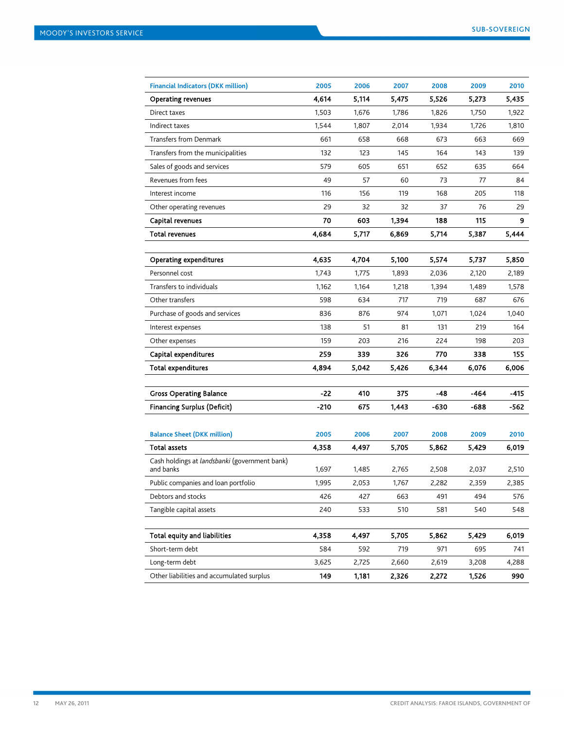| Financial Indicators (DKK million) | 2005 | 2006 | 2007 | 2008 | 2009 | 2010 |
|---|---|---|---|---|---|---|
| **Operating revenues** | **4,614** | **5,114** | **5,475** | **5,526** | **5,273** | **5,435** |
| Direct taxes | 1,503 | 1,676 | 1,786 | 1,826 | 1,750 | 1,922 |
| Indirect taxes | 1,544 | 1,807 | 2,014 | 1,934 | 1,726 | 1,810 |
| Transfers from Denmark | 661 | 658 | 668 | 673 | 663 | 669 |
| Transfers from the municipalities | 132 | 123 | 145 | 164 | 143 | 139 |
| Sales of goods and services | 579 | 605 | 651 | 652 | 635 | 664 |
| Revenues from fees | 49 | 57 | 60 | 73 | 77 | 84 |
| Interest income | 116 | 156 | 119 | 168 | 205 | 118 |
| Other operating revenues | 29 | 32 | 32 | 37 | 76 | 29 |
| **Capital revenues** | **70** | **603** | **1,394** | **188** | **115** | **9** |
| **Total revenues** | **4,684** | **5,717** | **6,869** | **5,714** | **5,387** | **5,444** |
| | | | | | | |
| **Operating expenditures** | **4,635** | **4,704** | **5,100** | **5,574** | **5,737** | **5,850** |
| Personnel cost | 1,743 | 1,775 | 1,893 | 2,036 | 2,120 | 2,189 |
| Transfers to individuals | 1,162 | 1,164 | 1,218 | 1,394 | 1,489 | 1,578 |
| Other transfers | 598 | 634 | 717 | 719 | 687 | 676 |
| Purchase of goods and services | 836 | 876 | 974 | 1,071 | 1,024 | 1,040 |
| Interest expenses | 138 | 51 | 81 | 131 | 219 | 164 |
| Other expenses | 159 | 203 | 216 | 224 | 198 | 203 |
| **Capital expenditures** | **259** | **339** | **326** | **770** | **338** | **155** |
| **Total expenditures** | **4,894** | **5,042** | **5,426** | **6,344** | **6,076** | **6,006** |
| | | | | | | |
| **Gross Operating Balance** | **-22** | **410** | **375** | **-48** | **-464** | **-415** |
| **Financing Surplus (Deficit)** | **-210** | **675** | **1,443** | **-630** | **-688** | **-562** |

| Balance Sheet (DKK million) | 2005 | 2006 | 2007 | 2008 | 2009 | 2010 |
|---|---|---|---|---|---|---|
| **Total assets** | **4,358** | **4,497** | **5,705** | **5,862** | **5,429** | **6,019** |
| Cash holdings at *landsbanki* (government bank) and banks | 1,697 | 1,485 | 2,765 | 2,508 | 2,037 | 2,510 |
| Public companies and loan portfolio | 1,995 | 2,053 | 1,767 | 2,282 | 2,359 | 2,385 |
| Debtors and stocks | 426 | 427 | 663 | 491 | 494 | 576 |
| Tangible capital assets | 240 | 533 | 510 | 581 | 540 | 548 |
| | | | | | | |
| **Total equity and liabilities** | **4,358** | **4,497** | **5,705** | **5,862** | **5,429** | **6,019** |
| Short-term debt | 584 | 592 | 719 | 971 | 695 | 741 |
| Long-term debt | 3,625 | 2,725 | 2,660 | 2,619 | 3,208 | 4,288 |
| Other liabilities and accumulated surplus | **149** | **1,181** | **2,326** | **2,272** | **1,526** | **990** |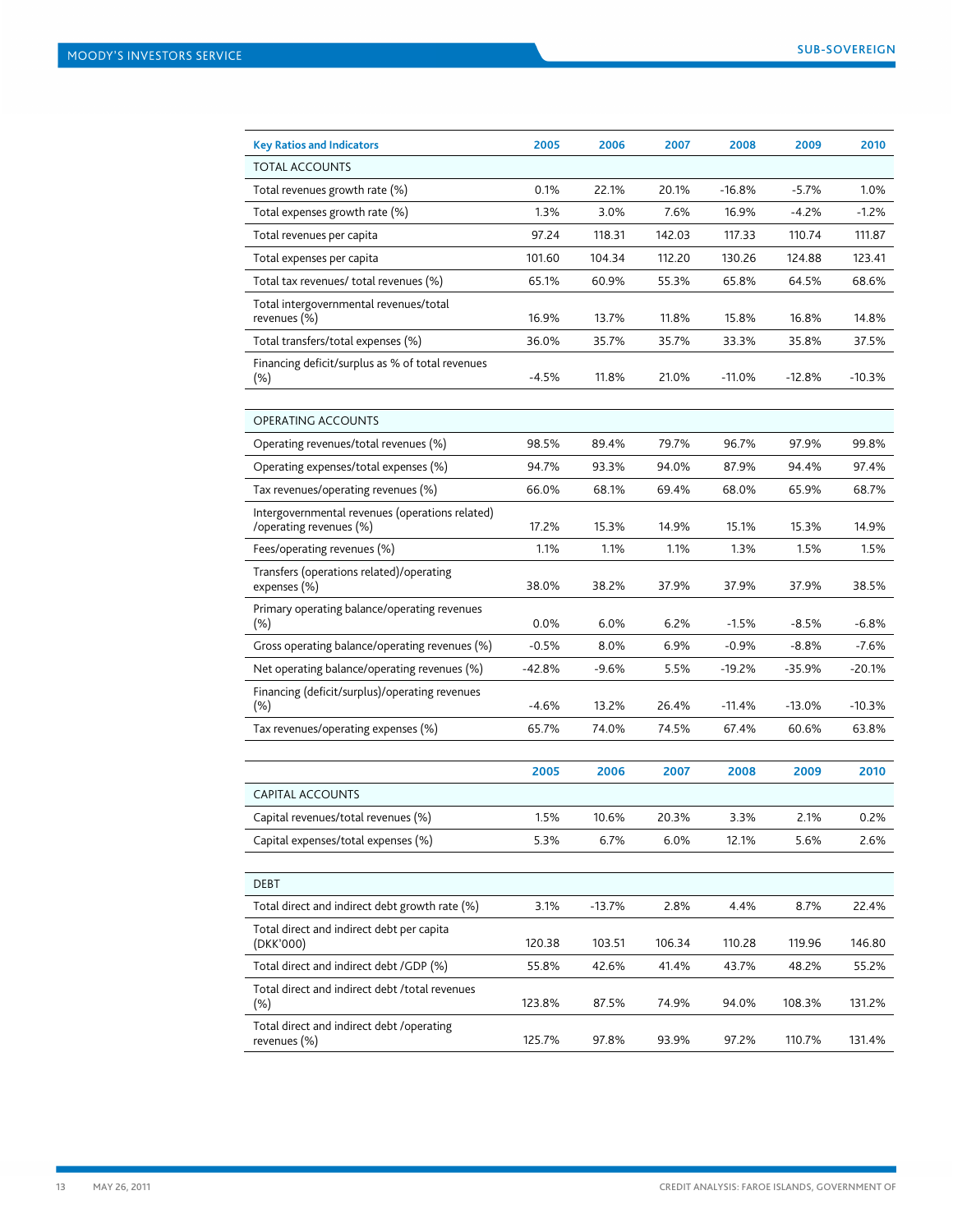| Key Ratios and Indicators | 2005 | 2006 | 2007 | 2008 | 2009 | 2010 |
|---|---|---|---|---|---|---|
| TOTAL ACCOUNTS | | | | | | |
| Total revenues growth rate (%) | 0.1% | 22.1% | 20.1% | -16.8% | -5.7% | 1.0% |
| Total expenses growth rate (%) | 1.3% | 3.0% | 7.6% | 16.9% | -4.2% | -1.2% |
| Total revenues per capita | 97.24 | 118.31 | 142.03 | 117.33 | 110.74 | 111.87 |
| Total expenses per capita | 101.60 | 104.34 | 112.20 | 130.26 | 124.88 | 123.41 |
| Total tax revenues/ total revenues (%) | 65.1% | 60.9% | 55.3% | 65.8% | 64.5% | 68.6% |
| Total intergovernmental revenues/total revenues (%) | 16.9% | 13.7% | 11.8% | 15.8% | 16.8% | 14.8% |
| Total transfers/total expenses (%) | 36.0% | 35.7% | 35.7% | 33.3% | 35.8% | 37.5% |
| Financing deficit/surplus as % of total revenues (%) | -4.5% | 11.8% | 21.0% | -11.0% | -12.8% | -10.3% |
| | | | | | | |
| OPERATING ACCOUNTS | | | | | | |
| Operating revenues/total revenues (%) | 98.5% | 89.4% | 79.7% | 96.7% | 97.9% | 99.8% |
| Operating expenses/total expenses (%) | 94.7% | 93.3% | 94.0% | 87.9% | 94.4% | 97.4% |
| Tax revenues/operating revenues (%) | 66.0% | 68.1% | 69.4% | 68.0% | 65.9% | 68.7% |
| Intergovernmental revenues (operations related) /operating revenues (%) | 17.2% | 15.3% | 14.9% | 15.1% | 15.3% | 14.9% |
| Fees/operating revenues (%) | 1.1% | 1.1% | 1.1% | 1.3% | 1.5% | 1.5% |
| Transfers (operations related)/operating expenses (%) | 38.0% | 38.2% | 37.9% | 37.9% | 37.9% | 38.5% |
| Primary operating balance/operating revenues (%) | 0.0% | 6.0% | 6.2% | -1.5% | -8.5% | -6.8% |
| Gross operating balance/operating revenues (%) | -0.5% | 8.0% | 6.9% | -0.9% | -8.8% | -7.6% |
| Net operating balance/operating revenues (%) | -42.8% | -9.6% | 5.5% | -19.2% | -35.9% | -20.1% |
| Financing (deficit/surplus)/operating revenues (%) | -4.6% | 13.2% | 26.4% | -11.4% | -13.0% | -10.3% |
| Tax revenues/operating expenses (%) | 65.7% | 74.0% | 74.5% | 67.4% | 60.6% | 63.8% |
| | | | | | | |
| | 2005 | 2006 | 2007 | 2008 | 2009 | 2010 |
| CAPITAL ACCOUNTS | | | | | | |
| Capital revenues/total revenues (%) | 1.5% | 10.6% | 20.3% | 3.3% | 2.1% | 0.2% |
| Capital expenses/total expenses (%) | 5.3% | 6.7% | 6.0% | 12.1% | 5.6% | 2.6% |
| | | | | | | |
| DEBT | | | | | | |
| Total direct and indirect debt growth rate (%) | 3.1% | -13.7% | 2.8% | 4.4% | 8.7% | 22.4% |
| Total direct and indirect debt per capita (DKK'000) | 120.38 | 103.51 | 106.34 | 110.28 | 119.96 | 146.80 |
| Total direct and indirect debt /GDP (%) | 55.8% | 42.6% | 41.4% | 43.7% | 48.2% | 55.2% |
| Total direct and indirect debt /total revenues (%) | 123.8% | 87.5% | 74.9% | 94.0% | 108.3% | 131.2% |
| Total direct and indirect debt /operating revenues (%) | 125.7% | 97.8% | 93.9% | 97.2% | 110.7% | 131.4% |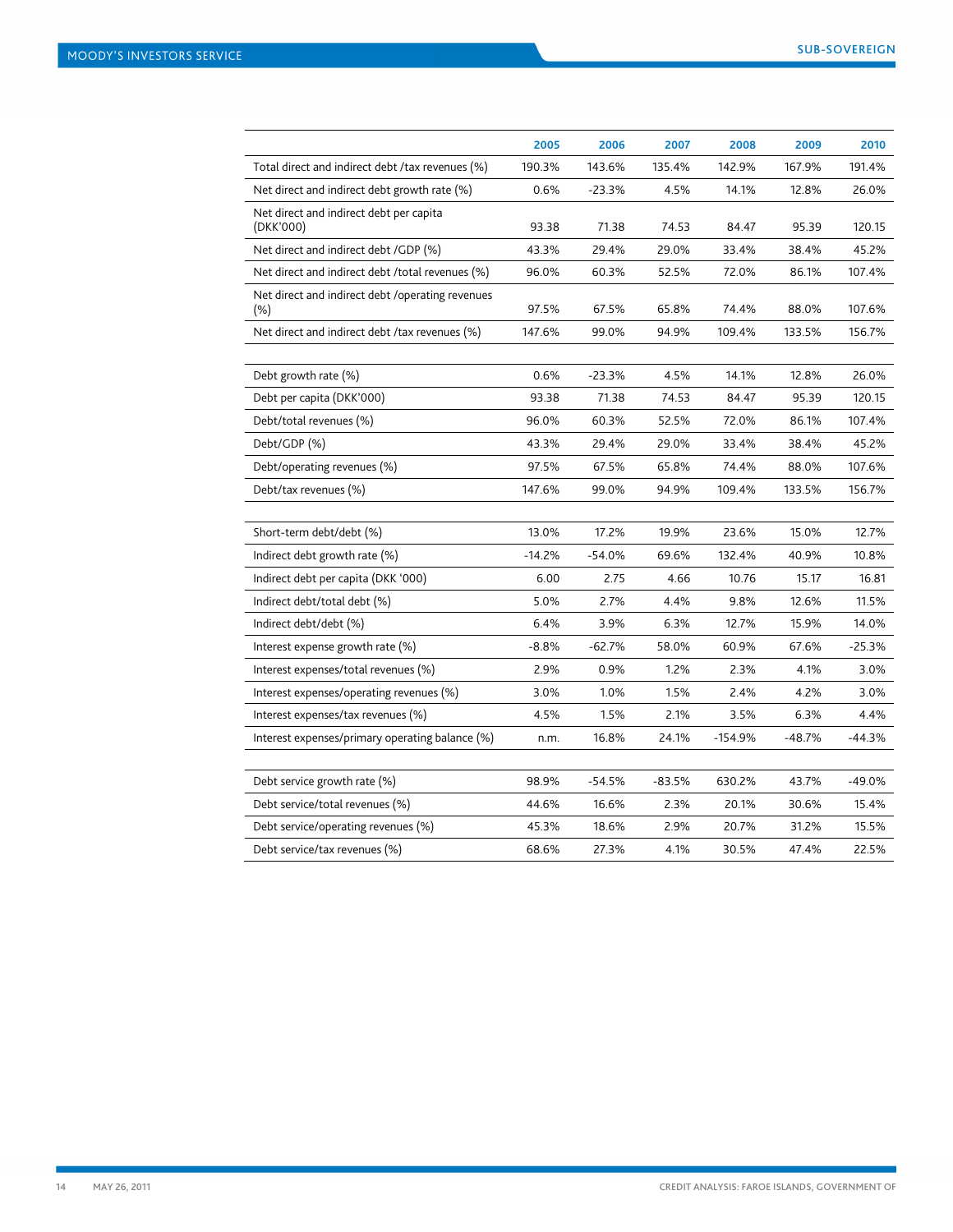| | 2005 | 2006 | 2007 | 2008 | 2009 | 2010 |
|---|---|---|---|---|---|---|
| Total direct and indirect debt /tax revenues (%) | 190.3% | 143.6% | 135.4% | 142.9% | 167.9% | 191.4% |
| Net direct and indirect debt growth rate (%) | 0.6% | -23.3% | 4.5% | 14.1% | 12.8% | 26.0% |
| Net direct and indirect debt per capita (DKK'000) | 93.38 | 71.38 | 74.53 | 84.47 | 95.39 | 120.15 |
| Net direct and indirect debt /GDP (%) | 43.3% | 29.4% | 29.0% | 33.4% | 38.4% | 45.2% |
| Net direct and indirect debt /total revenues (%) | 96.0% | 60.3% | 52.5% | 72.0% | 86.1% | 107.4% |
| Net direct and indirect debt /operating revenues (%) | 97.5% | 67.5% | 65.8% | 74.4% | 88.0% | 107.6% |
| Net direct and indirect debt /tax revenues (%) | 147.6% | 99.0% | 94.9% | 109.4% | 133.5% | 156.7% |
| | | | | | | |
| Debt growth rate (%) | 0.6% | -23.3% | 4.5% | 14.1% | 12.8% | 26.0% |
| Debt per capita (DKK'000) | 93.38 | 71.38 | 74.53 | 84.47 | 95.39 | 120.15 |
| Debt/total revenues (%) | 96.0% | 60.3% | 52.5% | 72.0% | 86.1% | 107.4% |
| Debt/GDP (%) | 43.3% | 29.4% | 29.0% | 33.4% | 38.4% | 45.2% |
| Debt/operating revenues (%) | 97.5% | 67.5% | 65.8% | 74.4% | 88.0% | 107.6% |
| Debt/tax revenues (%) | 147.6% | 99.0% | 94.9% | 109.4% | 133.5% | 156.7% |
| | | | | | | |
| Short-term debt/debt (%) | 13.0% | 17.2% | 19.9% | 23.6% | 15.0% | 12.7% |
| Indirect debt growth rate (%) | -14.2% | -54.0% | 69.6% | 132.4% | 40.9% | 10.8% |
| Indirect debt per capita (DKK '000) | 6.00 | 2.75 | 4.66 | 10.76 | 15.17 | 16.81 |
| Indirect debt/total debt (%) | 5.0% | 2.7% | 4.4% | 9.8% | 12.6% | 11.5% |
| Indirect debt/debt (%) | 6.4% | 3.9% | 6.3% | 12.7% | 15.9% | 14.0% |
| Interest expense growth rate (%) | -8.8% | -62.7% | 58.0% | 60.9% | 67.6% | -25.3% |
| Interest expenses/total revenues (%) | 2.9% | 0.9% | 1.2% | 2.3% | 4.1% | 3.0% |
| Interest expenses/operating revenues (%) | 3.0% | 1.0% | 1.5% | 2.4% | 4.2% | 3.0% |
| Interest expenses/tax revenues (%) | 4.5% | 1.5% | 2.1% | 3.5% | 6.3% | 4.4% |
| Interest expenses/primary operating balance (%) | n.m. | 16.8% | 24.1% | -154.9% | -48.7% | -44.3% |
| | | | | | | |
| Debt service growth rate (%) | 98.9% | -54.5% | -83.5% | 630.2% | 43.7% | -49.0% |
| Debt service/total revenues (%) | 44.6% | 16.6% | 2.3% | 20.1% | 30.6% | 15.4% |
| Debt service/operating revenues (%) | 45.3% | 18.6% | 2.9% | 20.7% | 31.2% | 15.5% |
| Debt service/tax revenues (%) | 68.6% | 27.3% | 4.1% | 30.5% | 47.4% | 22.5% |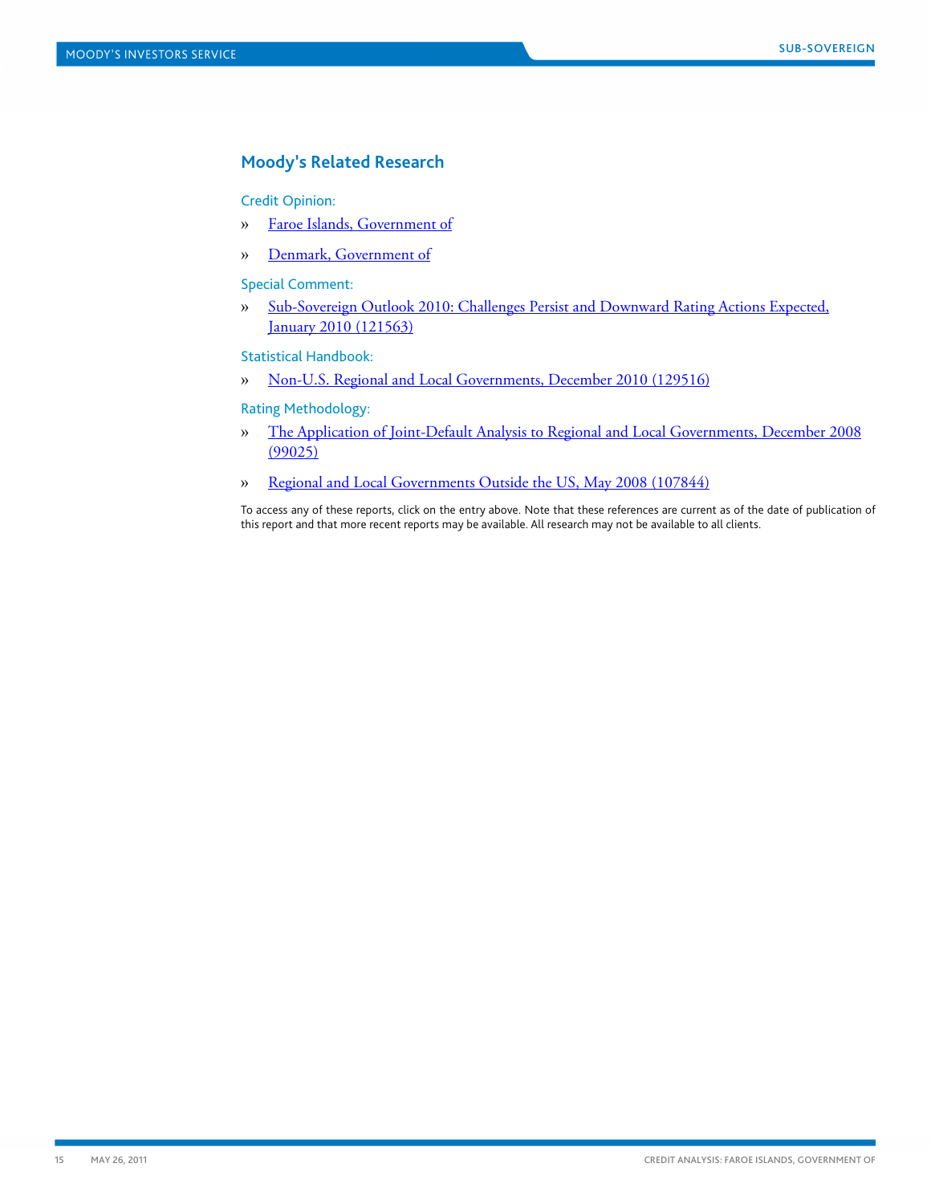## Moody's Related Research

Credit Opinion:

- Faroe Islands, Government of
- Denmark, Government of

Special Comment:

- Sub-Sovereign Outlook 2010: Challenges Persist and Downward Rating Actions Expected, January 2010 (121563)

Statistical Handbook:

- Non-U.S. Regional and Local Governments, December 2010 (129516)

Rating Methodology:

- The Application of Joint-Default Analysis to Regional and Local Governments, December 2008 (99025)
- Regional and Local Governments Outside the US, May 2008 (107844)

To access any of these reports, click on the entry above. Note that these references are current as of the date of publication of this report and that more recent reports may be available. All research may not be available to all clients.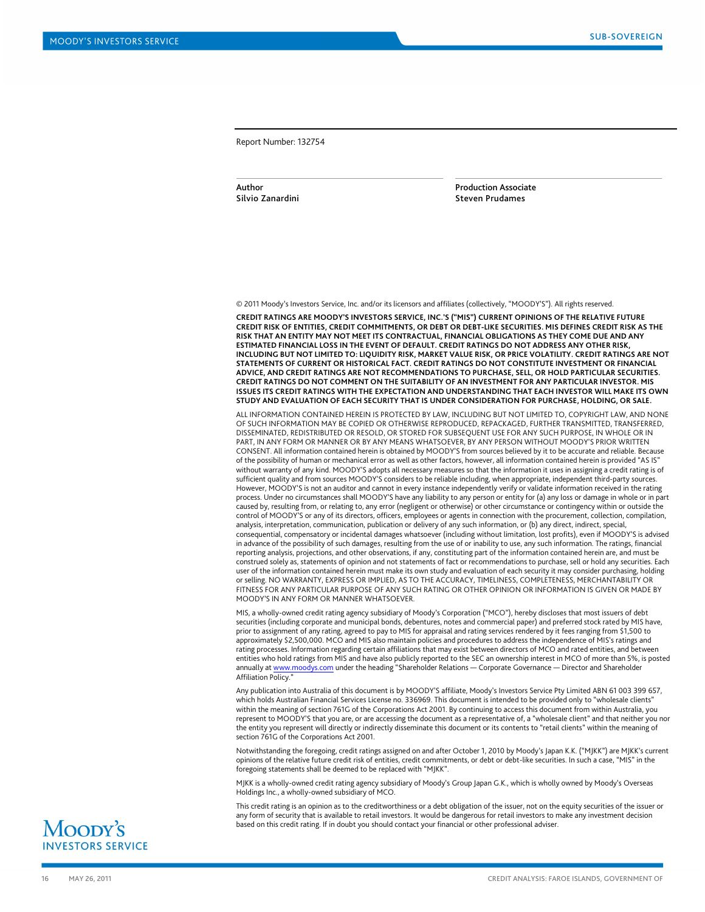Report Number: 132754

**Author**
**Silvio Zanardini**

**Production Associate**
**Steven Prudames**

© 2011 Moody's Investors Service, Inc. and/or its licensors and affiliates (collectively, "MOODY'S"). All rights reserved.

**CREDIT RATINGS ARE MOODY'S INVESTORS SERVICE, INC.'S ("MIS") CURRENT OPINIONS OF THE RELATIVE FUTURE CREDIT RISK OF ENTITIES, CREDIT COMMITMENTS, OR DEBT OR DEBT-LIKE SECURITIES. MIS DEFINES CREDIT RISK AS THE RISK THAT AN ENTITY MAY NOT MEET ITS CONTRACTUAL, FINANCIAL OBLIGATIONS AS THEY COME DUE AND ANY ESTIMATED FINANCIAL LOSS IN THE EVENT OF DEFAULT. CREDIT RATINGS DO NOT ADDRESS ANY OTHER RISK, INCLUDING BUT NOT LIMITED TO: LIQUIDITY RISK, MARKET VALUE RISK, OR PRICE VOLATILITY. CREDIT RATINGS ARE NOT STATEMENTS OF CURRENT OR HISTORICAL FACT. CREDIT RATINGS DO NOT CONSTITUTE INVESTMENT OR FINANCIAL ADVICE, AND CREDIT RATINGS ARE NOT RECOMMENDATIONS TO PURCHASE, SELL, OR HOLD PARTICULAR SECURITIES. CREDIT RATINGS DO NOT COMMENT ON THE SUITABILITY OF AN INVESTMENT FOR ANY PARTICULAR INVESTOR. MIS ISSUES ITS CREDIT RATINGS WITH THE EXPECTATION AND UNDERSTANDING THAT EACH INVESTOR WILL MAKE ITS OWN STUDY AND EVALUATION OF EACH SECURITY THAT IS UNDER CONSIDERATION FOR PURCHASE, HOLDING, OR SALE.**

ALL INFORMATION CONTAINED HEREIN IS PROTECTED BY LAW, INCLUDING BUT NOT LIMITED TO, COPYRIGHT LAW, AND NONE OF SUCH INFORMATION MAY BE COPIED OR OTHERWISE REPRODUCED, REPACKAGED, FURTHER TRANSMITTED, TRANSFERRED, DISSEMINATED, REDISTRIBUTED OR RESOLD, OR STORED FOR SUBSEQUENT USE FOR ANY SUCH PURPOSE, IN WHOLE OR IN PART, IN ANY FORM OR MANNER OR BY ANY MEANS WHATSOEVER, BY ANY PERSON WITHOUT MOODY'S PRIOR WRITTEN CONSENT. All information contained herein is obtained by MOODY'S from sources believed by it to be accurate and reliable. Because of the possibility of human or mechanical error as well as other factors, however, all information contained herein is provided "AS IS" without warranty of any kind. MOODY'S adopts all necessary measures so that the information it uses in assigning a credit rating is of sufficient quality and from sources MOODY'S considers to be reliable including, when appropriate, independent third-party sources. However, MOODY'S is not an auditor and cannot in every instance independently verify or validate information received in the rating process. Under no circumstances shall MOODY'S have any liability to any person or entity for (a) any loss or damage in whole or in part caused by, resulting from, or relating to, any error (negligent or otherwise) or other circumstance or contingency within or outside the control of MOODY'S or any of its directors, officers, employees or agents in connection with the procurement, collection, compilation, analysis, interpretation, communication, publication or delivery of any such information, or (b) any direct, indirect, special, consequential, compensatory or incidental damages whatsoever (including without limitation, lost profits), even if MOODY'S is advised in advance of the possibility of such damages, resulting from the use of or inability to use, any such information. The ratings, financial reporting analysis, projections, and other observations, if any, constituting part of the information contained herein are, and must be construed solely as, statements of opinion and not statements of fact or recommendations to purchase, sell or hold any securities. Each user of the information contained herein must make its own study and evaluation of each security it may consider purchasing, holding or selling. NO WARRANTY, EXPRESS OR IMPLIED, AS TO THE ACCURACY, TIMELINESS, COMPLETENESS, MERCHANTABILITY OR FITNESS FOR ANY PARTICULAR PURPOSE OF ANY SUCH RATING OR OTHER OPINION OR INFORMATION IS GIVEN OR MADE BY MOODY'S IN ANY FORM OR MANNER WHATSOEVER.

MIS, a wholly-owned credit rating agency subsidiary of Moody's Corporation ("MCO"), hereby discloses that most issuers of debt securities (including corporate and municipal bonds, debentures, notes and commercial paper) and preferred stock rated by MIS have, prior to assignment of any rating, agreed to pay to MIS for appraisal and rating services rendered by it fees ranging from $1,500 to approximately $2,500,000. MCO and MIS also maintain policies and procedures to address the independence of MIS's ratings and rating processes. Information regarding certain affiliations that may exist between directors of MCO and rated entities, and between entities who hold ratings from MIS and have also publicly reported to the SEC an ownership interest in MCO of more than 5%, is posted annually at www.moodys.com under the heading "Shareholder Relations — Corporate Governance — Director and Shareholder Affiliation Policy."

Any publication into Australia of this document is by MOODY'S affiliate, Moody's Investors Service Pty Limited ABN 61 003 399 657, which holds Australian Financial Services License no. 336969. This document is intended to be provided only to "wholesale clients" within the meaning of section 761G of the Corporations Act 2001. By continuing to access this document from within Australia, you represent to MOODY'S that you are, or are accessing the document as a representative of, a "wholesale client" and that neither you nor the entity you represent will directly or indirectly disseminate this document or its contents to "retail clients" within the meaning of section 761G of the Corporations Act 2001.

Notwithstanding the foregoing, credit ratings assigned on and after October 1, 2010 by Moody's Japan K.K. ("MJKK") are MJKK's current opinions of the relative future credit risk of entities, credit commitments, or debt or debt-like securities. In such a case, "MIS" in the foregoing statements shall be deemed to be replaced with "MJKK".

MJKK is a wholly-owned credit rating agency subsidiary of Moody's Group Japan G.K., which is wholly owned by Moody's Overseas Holdings Inc., a wholly-owned subsidiary of MCO.

This credit rating is an opinion as to the creditworthiness or a debt obligation of the issuer, not on the equity securities of the issuer or any form of security that is available to retail investors. It would be dangerous for retail investors to make any investment decision based on this credit rating. If in doubt you should contact your financial or other professional adviser.

MOODY'S
INVESTORS SERVICE